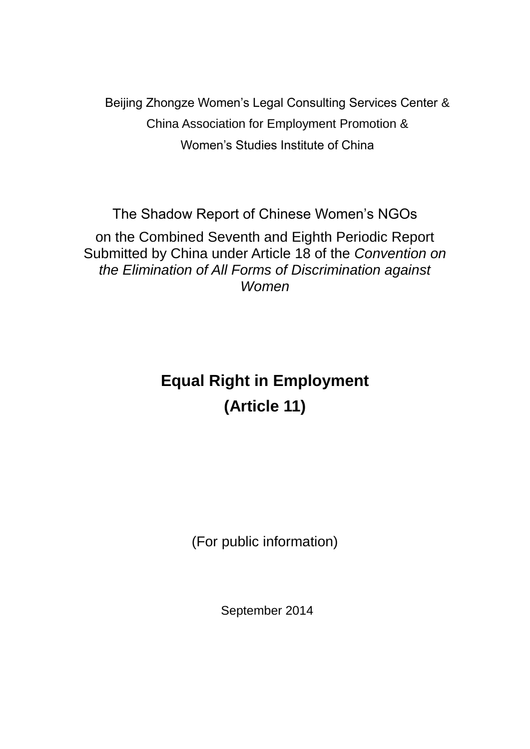Beijing Zhongze Women's Legal Consulting Services Center &

China Association for Employment Promotion &

Women's Studies Institute of China

The Shadow Report of Chinese Women's NGOs

on the Combined Seventh and Eighth Periodic Report Submitted by China under Article 18 of the *Convention on the Elimination of All Forms of Discrimination against Women*

# Equal Right in Employment

# (Article 11)

(For public information)

September 2014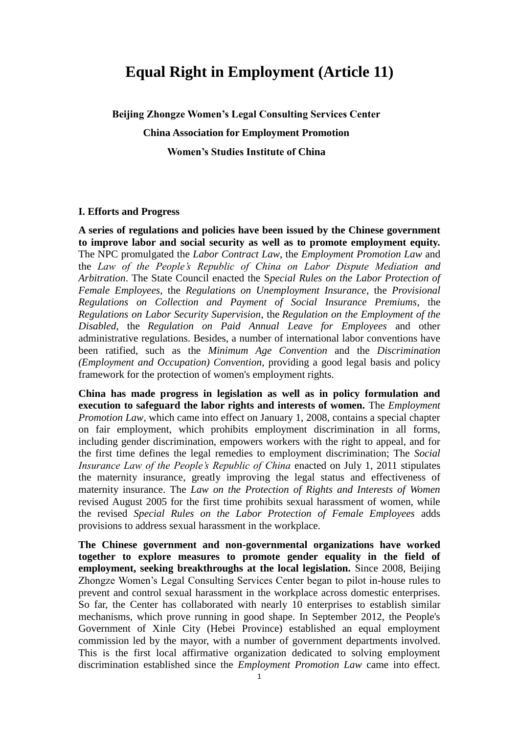# Equal Right in Employment (Article 11)

**Beijing Zhongze Women's Legal Consulting Services Center**

**China Association for Employment Promotion**

**Women's Studies Institute of China**

## I. Efforts and Progress

**A series of regulations and policies have been issued by the Chinese government to improve labor and social security as well as to promote employment equity.** The NPC promulgated the *Labor Contract Law*, the *Employment Promotion Law* and the *Law of the People's Republic of China on Labor Dispute Mediation and Arbitration*. The State Council enacted the S*pecial Rules on the Labor Protection of Female Employees*, the *Regulations on Unemployment Insurance*, the *Provisional Regulations on Collection and Payment of Social Insurance Premiums*, the *Regulations on Labor Security Supervision*, the *Regulation on the Employment of the Disabled*, the *Regulation on Paid Annual Leave for Employees* and other administrative regulations. Besides, a number of international labor conventions have been ratified, such as the *Minimum Age Convention* and the *Discrimination (Employment and Occupation) Convention*, providing a good legal basis and policy framework for the protection of women's employment rights.

**China has made progress in legislation as well as in policy formulation and execution to safeguard the labor rights and interests of women.** The *Employment Promotion Law*, which came into effect on January 1, 2008, contains a special chapter on fair employment, which prohibits employment discrimination in all forms, including gender discrimination, empowers workers with the right to appeal, and for the first time defines the legal remedies to employment discrimination; The *Social Insurance Law of the People's Republic of China* enacted on July 1, 2011 stipulates the maternity insurance, greatly improving the legal status and effectiveness of maternity insurance. The *Law on the Protection of Rights and Interests of Women* revised August 2005 for the first time prohibits sexual harassment of women, while the revised *Special Rules on the Labor Protection of Female Employees* adds provisions to address sexual harassment in the workplace.

**The Chinese government and non-governmental organizations have worked together to explore measures to promote gender equality in the field of employment, seeking breakthroughs at the local legislation.** Since 2008, Beijing Zhongze Women's Legal Consulting Services Center began to pilot in-house rules to prevent and control sexual harassment in the workplace across domestic enterprises. So far, the Center has collaborated with nearly 10 enterprises to establish similar mechanisms, which prove running in good shape. In September 2012, the People's Government of Xinle City (Hebei Province) established an equal employment commission led by the mayor, with a number of government departments involved. This is the first local affirmative organization dedicated to solving employment discrimination established since the *Employment Promotion Law* came into effect.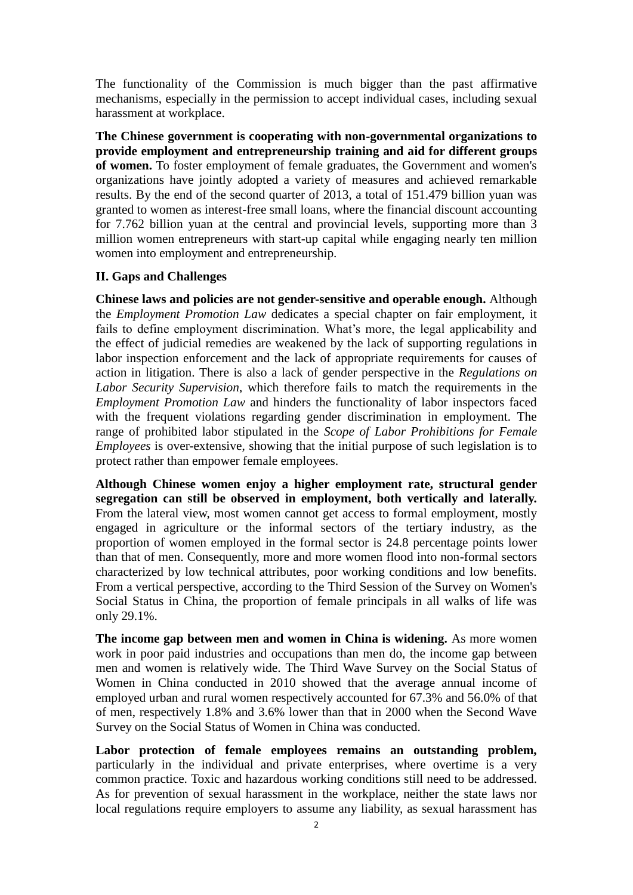The functionality of the Commission is much bigger than the past affirmative mechanisms, especially in the permission to accept individual cases, including sexual harassment at workplace.

**The Chinese government is cooperating with non-governmental organizations to provide employment and entrepreneurship training and aid for different groups of women.** To foster employment of female graduates, the Government and women's organizations have jointly adopted a variety of measures and achieved remarkable results. By the end of the second quarter of 2013, a total of 151.479 billion yuan was granted to women as interest-free small loans, where the financial discount accounting for 7.762 billion yuan at the central and provincial levels, supporting more than 3 million women entrepreneurs with start-up capital while engaging nearly ten million women into employment and entrepreneurship.

## II. Gaps and Challenges

**Chinese laws and policies are not gender-sensitive and operable enough.** Although the *Employment Promotion Law* dedicates a special chapter on fair employment, it fails to define employment discrimination. What's more, the legal applicability and the effect of judicial remedies are weakened by the lack of supporting regulations in labor inspection enforcement and the lack of appropriate requirements for causes of action in litigation. There is also a lack of gender perspective in the *Regulations on Labor Security Supervision*, which therefore fails to match the requirements in the *Employment Promotion Law* and hinders the functionality of labor inspectors faced with the frequent violations regarding gender discrimination in employment. The range of prohibited labor stipulated in the *Scope of Labor Prohibitions for Female Employees* is over-extensive, showing that the initial purpose of such legislation is to protect rather than empower female employees.

**Although Chinese women enjoy a higher employment rate, structural gender segregation can still be observed in employment, both vertically and laterally.** From the lateral view, most women cannot get access to formal employment, mostly engaged in agriculture or the informal sectors of the tertiary industry, as the proportion of women employed in the formal sector is 24.8 percentage points lower than that of men. Consequently, more and more women flood into non-formal sectors characterized by low technical attributes, poor working conditions and low benefits. From a vertical perspective, according to the Third Session of the Survey on Women's Social Status in China, the proportion of female principals in all walks of life was only 29.1%.

**The income gap between men and women in China is widening.** As more women work in poor paid industries and occupations than men do, the income gap between men and women is relatively wide. The Third Wave Survey on the Social Status of Women in China conducted in 2010 showed that the average annual income of employed urban and rural women respectively accounted for 67.3% and 56.0% of that of men, respectively 1.8% and 3.6% lower than that in 2000 when the Second Wave Survey on the Social Status of Women in China was conducted.

**Labor protection of female employees remains an outstanding problem,** particularly in the individual and private enterprises, where overtime is a very common practice. Toxic and hazardous working conditions still need to be addressed. As for prevention of sexual harassment in the workplace, neither the state laws nor local regulations require employers to assume any liability, as sexual harassment has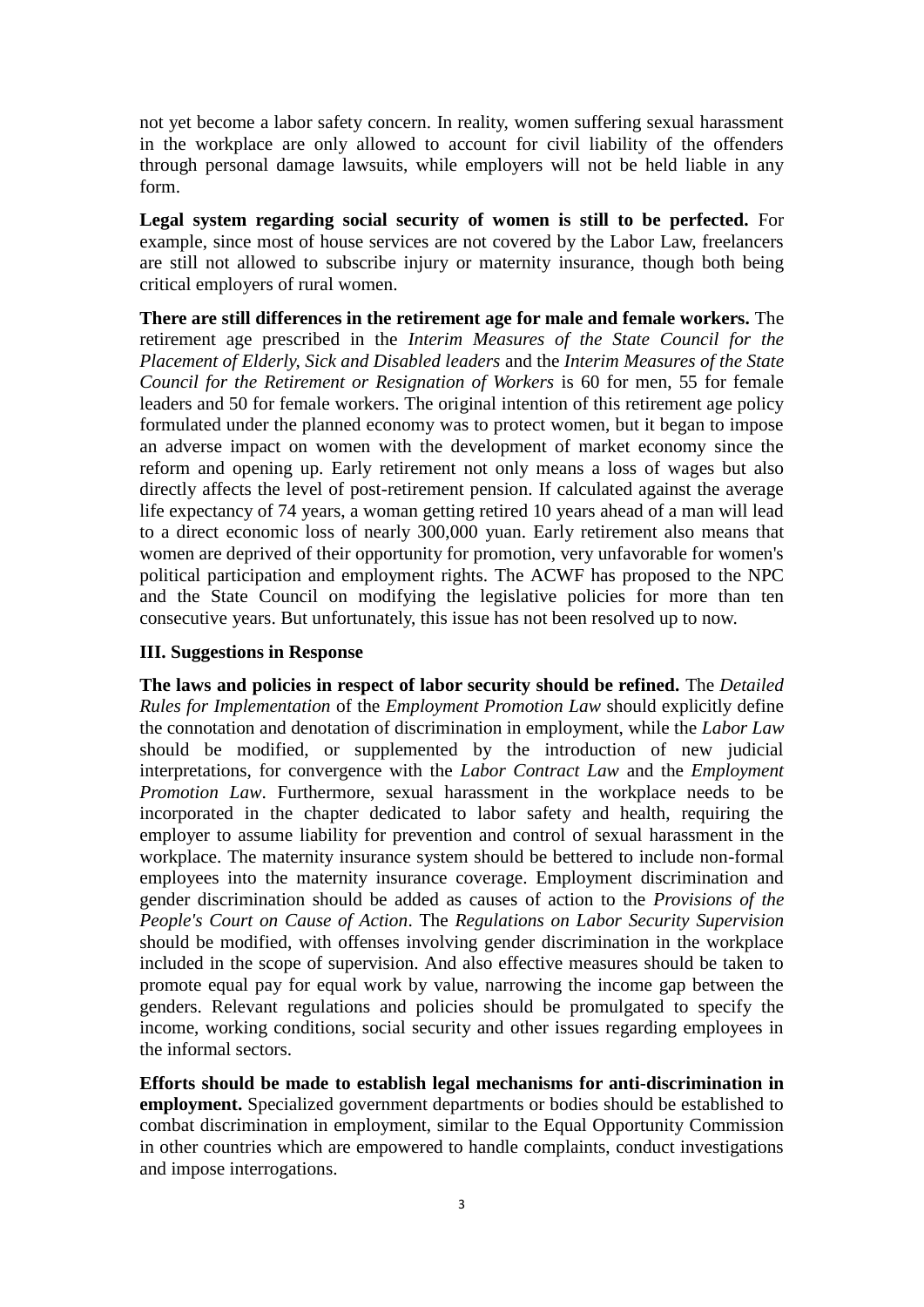not yet become a labor safety concern. In reality, women suffering sexual harassment in the workplace are only allowed to account for civil liability of the offenders through personal damage lawsuits, while employers will not be held liable in any form.

**Legal system regarding social security of women is still to be perfected.** For example, since most of house services are not covered by the Labor Law, freelancers are still not allowed to subscribe injury or maternity insurance, though both being critical employers of rural women.

**There are still differences in the retirement age for male and female workers.** The retirement age prescribed in the *Interim Measures of the State Council for the Placement of Elderly, Sick and Disabled leaders* and the *Interim Measures of the State Council for the Retirement or Resignation of Workers* is 60 for men, 55 for female leaders and 50 for female workers. The original intention of this retirement age policy formulated under the planned economy was to protect women, but it began to impose an adverse impact on women with the development of market economy since the reform and opening up. Early retirement not only means a loss of wages but also directly affects the level of post-retirement pension. If calculated against the average life expectancy of 74 years, a woman getting retired 10 years ahead of a man will lead to a direct economic loss of nearly 300,000 yuan. Early retirement also means that women are deprived of their opportunity for promotion, very unfavorable for women's political participation and employment rights. The ACWF has proposed to the NPC and the State Council on modifying the legislative policies for more than ten consecutive years. But unfortunately, this issue has not been resolved up to now.

### III. Suggestions in Response

**The laws and policies in respect of labor security should be refined.** The *Detailed Rules for Implementation* of the *Employment Promotion Law* should explicitly define the connotation and denotation of discrimination in employment, while the *Labor Law* should be modified, or supplemented by the introduction of new judicial interpretations, for convergence with the *Labor Contract Law* and the *Employment Promotion Law*. Furthermore, sexual harassment in the workplace needs to be incorporated in the chapter dedicated to labor safety and health, requiring the employer to assume liability for prevention and control of sexual harassment in the workplace. The maternity insurance system should be bettered to include non-formal employees into the maternity insurance coverage. Employment discrimination and gender discrimination should be added as causes of action to the *Provisions of the People's Court on Cause of Action*. The *Regulations on Labor Security Supervision* should be modified, with offenses involving gender discrimination in the workplace included in the scope of supervision. And also effective measures should be taken to promote equal pay for equal work by value, narrowing the income gap between the genders. Relevant regulations and policies should be promulgated to specify the income, working conditions, social security and other issues regarding employees in the informal sectors.

**Efforts should be made to establish legal mechanisms for anti-discrimination in employment.** Specialized government departments or bodies should be established to combat discrimination in employment, similar to the Equal Opportunity Commission in other countries which are empowered to handle complaints, conduct investigations and impose interrogations.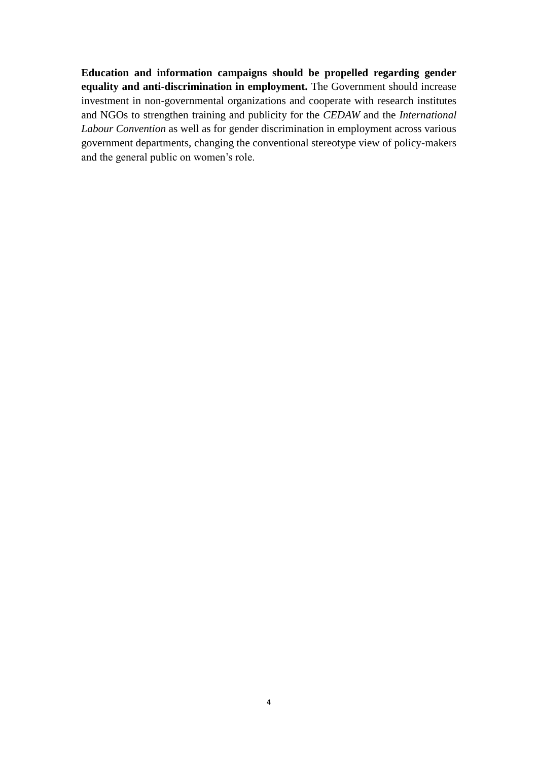**Education and information campaigns should be propelled regarding gender equality and anti-discrimination in employment.** The Government should increase investment in non-governmental organizations and cooperate with research institutes and NGOs to strengthen training and publicity for the *CEDAW* and the *International Labour Convention* as well as for gender discrimination in employment across various government departments, changing the conventional stereotype view of policy-makers and the general public on women's role.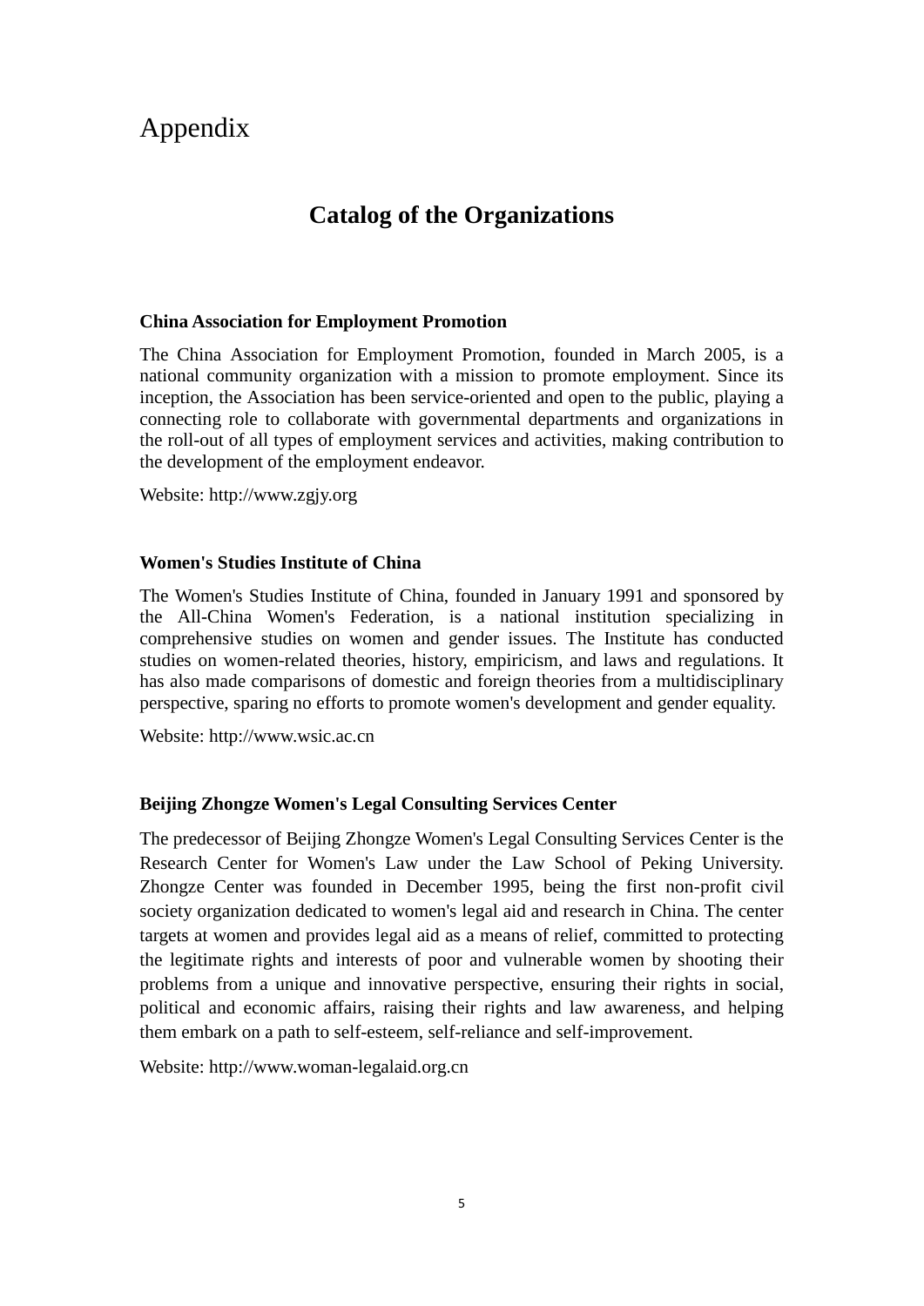# Appendix

## Catalog of the Organizations

**China Association for Employment Promotion**

The China Association for Employment Promotion, founded in March 2005, is a national community organization with a mission to promote employment. Since its inception, the Association has been service-oriented and open to the public, playing a connecting role to collaborate with governmental departments and organizations in the roll-out of all types of employment services and activities, making contribution to the development of the employment endeavor.

Website: http://www.zgjy.org

**Women's Studies Institute of China**

The Women's Studies Institute of China, founded in January 1991 and sponsored by the All-China Women's Federation, is a national institution specializing in comprehensive studies on women and gender issues. The Institute has conducted studies on women-related theories, history, empiricism, and laws and regulations. It has also made comparisons of domestic and foreign theories from a multidisciplinary perspective, sparing no efforts to promote women's development and gender equality.

Website: http://www.wsic.ac.cn

**Beijing Zhongze Women's Legal Consulting Services Center**

The predecessor of Beijing Zhongze Women's Legal Consulting Services Center is the Research Center for Women's Law under the Law School of Peking University. Zhongze Center was founded in December 1995, being the first non-profit civil society organization dedicated to women's legal aid and research in China. The center targets at women and provides legal aid as a means of relief, committed to protecting the legitimate rights and interests of poor and vulnerable women by shooting their problems from a unique and innovative perspective, ensuring their rights in social, political and economic affairs, raising their rights and law awareness, and helping them embark on a path to self-esteem, self-reliance and self-improvement.

Website: http://www.woman-legalaid.org.cn